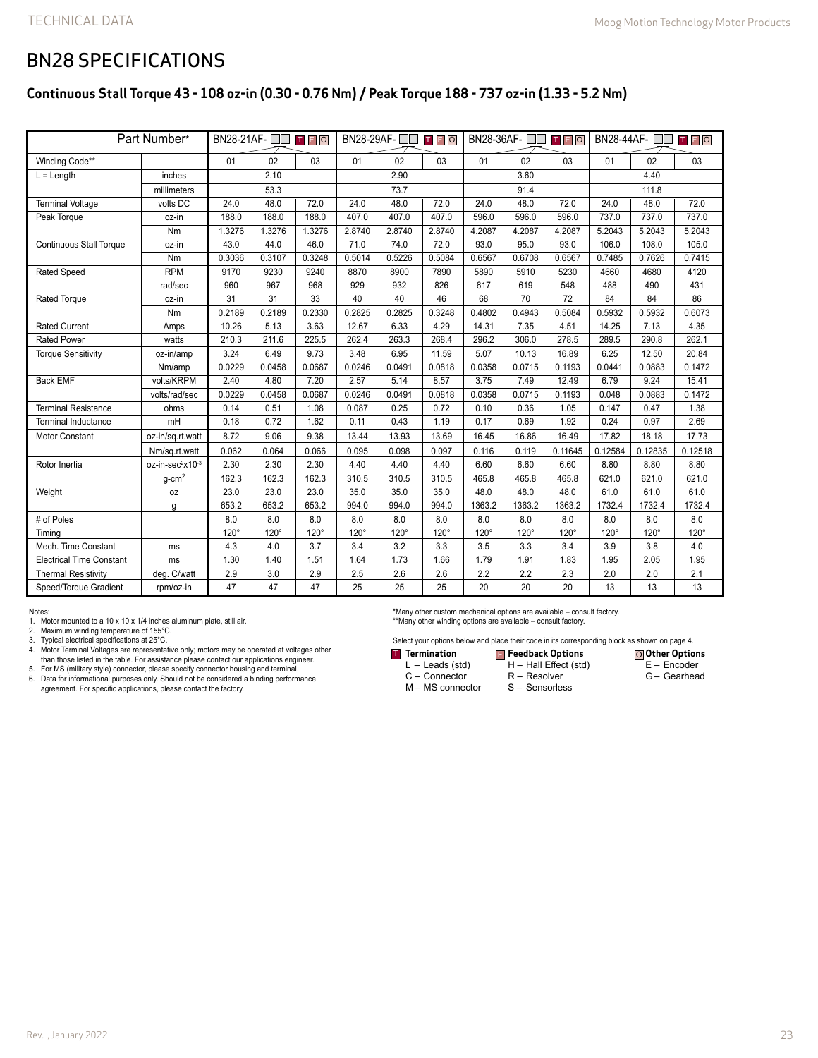# BN28 SPECIFICATIONS

## Continuous Stall Torque 43 - 108 oz-in (0.30 - 0.76 Nm) / Peak Torque 188 - 737 oz-in (1.33 - 5.2 Nm)

| Part Number* | | BN28-21AF- □□ T F O | | | BN28-29AF- □□ T F O | | | BN28-36AF- □□ T F O | | | BN28-44AF- □□ T F O | | |
|---|---|---|---|---|---|---|---|---|---|---|---|---|---|
| Winding Code** | | 01 | 02 | 03 | 01 | 02 | 03 | 01 | 02 | 03 | 01 | 02 | 03 |
| L = Length | inches | 2.10 | | | 2.90 | | | 3.60 | | | 4.40 | | |
| | millimeters | 53.3 | | | 73.7 | | | 91.4 | | | 111.8 | | |
| Terminal Voltage | volts DC | 24.0 | 48.0 | 72.0 | 24.0 | 48.0 | 72.0 | 24.0 | 48.0 | 72.0 | 24.0 | 48.0 | 72.0 |
| Peak Torque | oz-in | 188.0 | 188.0 | 188.0 | 407.0 | 407.0 | 407.0 | 596.0 | 596.0 | 596.0 | 737.0 | 737.0 | 737.0 |
| | Nm | 1.3276 | 1.3276 | 1.3276 | 2.8740 | 2.8740 | 2.8740 | 4.2087 | 4.2087 | 4.2087 | 5.2043 | 5.2043 | 5.2043 |
| Continuous Stall Torque | oz-in | 43.0 | 44.0 | 46.0 | 71.0 | 74.0 | 72.0 | 93.0 | 95.0 | 93.0 | 106.0 | 108.0 | 105.0 |
| | Nm | 0.3036 | 0.3107 | 0.3248 | 0.5014 | 0.5226 | 0.5084 | 0.6567 | 0.6708 | 0.6567 | 0.7485 | 0.7626 | 0.7415 |
| Rated Speed | RPM | 9170 | 9230 | 9240 | 8870 | 8900 | 7890 | 5890 | 5910 | 5230 | 4660 | 4680 | 4120 |
| | rad/sec | 960 | 967 | 968 | 929 | 932 | 826 | 617 | 619 | 548 | 488 | 490 | 431 |
| Rated Torque | oz-in | 31 | 31 | 33 | 40 | 40 | 46 | 68 | 70 | 72 | 84 | 84 | 86 |
| | Nm | 0.2189 | 0.2189 | 0.2330 | 0.2825 | 0.2825 | 0.3248 | 0.4802 | 0.4943 | 0.5084 | 0.5932 | 0.5932 | 0.6073 |
| Rated Current | Amps | 10.26 | 5.13 | 3.63 | 12.67 | 6.33 | 4.29 | 14.31 | 7.35 | 4.51 | 14.25 | 7.13 | 4.35 |
| Rated Power | watts | 210.3 | 211.6 | 225.5 | 262.4 | 263.3 | 268.4 | 296.2 | 306.0 | 278.5 | 289.5 | 290.8 | 262.1 |
| Torque Sensitivity | oz-in/amp | 3.24 | 6.49 | 9.73 | 3.48 | 6.95 | 11.59 | 5.07 | 10.13 | 16.89 | 6.25 | 12.50 | 20.84 |
| | Nm/amp | 0.0229 | 0.0458 | 0.0687 | 0.0246 | 0.0491 | 0.0818 | 0.0358 | 0.0715 | 0.1193 | 0.0441 | 0.0883 | 0.1472 |
| Back EMF | volts/KRPM | 2.40 | 4.80 | 7.20 | 2.57 | 5.14 | 8.57 | 3.75 | 7.49 | 12.49 | 6.79 | 9.24 | 15.41 |
| | volts/rad/sec | 0.0229 | 0.0458 | 0.0687 | 0.0246 | 0.0491 | 0.0818 | 0.0358 | 0.0715 | 0.1193 | 0.048 | 0.0883 | 0.1472 |
| Terminal Resistance | ohms | 0.14 | 0.51 | 1.08 | 0.087 | 0.25 | 0.72 | 0.10 | 0.36 | 1.05 | 0.147 | 0.47 | 1.38 |
| Terminal Inductance | mH | 0.18 | 0.72 | 1.62 | 0.11 | 0.43 | 1.19 | 0.17 | 0.69 | 1.92 | 0.24 | 0.97 | 2.69 |
| Motor Constant | oz-in/sq.rt.watt | 8.72 | 9.06 | 9.38 | 13.44 | 13.93 | 13.69 | 16.45 | 16.86 | 16.49 | 17.82 | 18.18 | 17.73 |
| | Nm/sq.rt.watt | 0.062 | 0.064 | 0.066 | 0.095 | 0.098 | 0.097 | 0.116 | 0.119 | 0.11645 | 0.12584 | 0.12835 | 0.12518 |
| Rotor Inertia | oz-in-sec$^2$x10$^{-3}$ | 2.30 | 2.30 | 2.30 | 4.40 | 4.40 | 4.40 | 6.60 | 6.60 | 6.60 | 8.80 | 8.80 | 8.80 |
| | g-cm$^2$ | 162.3 | 162.3 | 162.3 | 310.5 | 310.5 | 310.5 | 465.8 | 465.8 | 465.8 | 621.0 | 621.0 | 621.0 |
| Weight | oz | 23.0 | 23.0 | 23.0 | 35.0 | 35.0 | 35.0 | 48.0 | 48.0 | 48.0 | 61.0 | 61.0 | 61.0 |
| | g | 653.2 | 653.2 | 653.2 | 994.0 | 994.0 | 994.0 | 1363.2 | 1363.2 | 1363.2 | 1732.4 | 1732.4 | 1732.4 |
| # of Poles | | 8.0 | 8.0 | 8.0 | 8.0 | 8.0 | 8.0 | 8.0 | 8.0 | 8.0 | 8.0 | 8.0 | 8.0 |
| Timing | | 120° | 120° | 120° | 120° | 120° | 120° | 120° | 120° | 120° | 120° | 120° | 120° |
| Mech. Time Constant | ms | 4.3 | 4.0 | 3.7 | 3.4 | 3.2 | 3.3 | 3.5 | 3.3 | 3.4 | 3.9 | 3.8 | 4.0 |
| Electrical Time Constant | ms | 1.30 | 1.40 | 1.51 | 1.64 | 1.73 | 1.66 | 1.79 | 1.91 | 1.83 | 1.95 | 2.05 | 1.95 |
| Thermal Resistivity | deg. C/watt | 2.9 | 3.0 | 2.9 | 2.5 | 2.6 | 2.6 | 2.2 | 2.2 | 2.3 | 2.0 | 2.0 | 2.1 |
| Speed/Torque Gradient | rpm/oz-in | 47 | 47 | 47 | 25 | 25 | 25 | 20 | 20 | 20 | 13 | 13 | 13 |

Notes:
1. Motor mounted to a 10 x 10 x 1/4 inches aluminum plate, still air.
2. Maximum winding temperature of 155°C.
3. Typical electrical specifications at 25°C.
4. Motor Terminal Voltages are representative only; motors may be operated at voltages other than those listed in the table. For assistance please contact our applications engineer.
5. For MS (military style) connector, please specify connector housing and terminal.
6. Data for informational purposes only. Should not be considered a binding performance agreement. For specific applications, please contact the factory.

*Many other custom mechanical options are available – consult factory.
**Many other winding options are available – consult factory.

Select your options below and place their code in its corresponding block as shown on page 4.

**T Termination**
- L – Leads (std)
- C – Connector
- M – MS connector

**F Feedback Options**
- H – Hall Effect (std)
- R – Resolver
- S – Sensorless

**O Other Options**
- E – Encoder
- G – Gearhead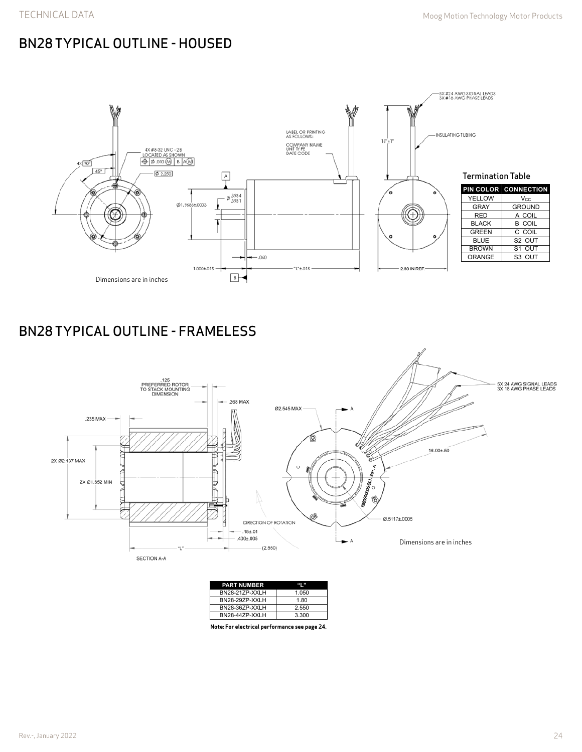## BN28 TYPICAL OUTLINE - HOUSED

5X #24 AWG SIGNAL LEADS
3X #18 AWG PHASE LEADS

INSULATING TUBING

LABEL OR PRINTING AS FOLLOWS:
COMPANY NAME
UNIT TYPE
DATE CODE

4X #8-32 UNC - 2B LOCATED AS SHOWN

Dimensions are in inches

### Termination Table

| PIN COLOR | CONNECTION |
|---|---|
| YELLOW | $V_{CC}$ |
| GRAY | GROUND |
| RED | A COIL |
| BLACK | B COIL |
| GREEN | C COIL |
| BLUE | S2 OUT |
| BROWN | S1 OUT |
| ORANGE | S3 OUT |

## BN28 TYPICAL OUTLINE - FRAMELESS

.125 PREFERRED ROTOR TO STACK MOUNTING DIMENSION

5X 24 AWG SIGNAL LEADS
3X 18 AWG PHASE LEADS

DIRECTION OF ROTATION

SECTION A-A

Dimensions are in inches

| PART NUMBER | "L" |
|---|---|
| BN28-21ZP-XXLH | 1.050 |
| BN28-29ZP-XXLH | 1.80 |
| BN28-36ZP-XXLH | 2.550 |
| BN28-44ZP-XXLH | 3.300 |

**Note: For electrical performance see page 24.**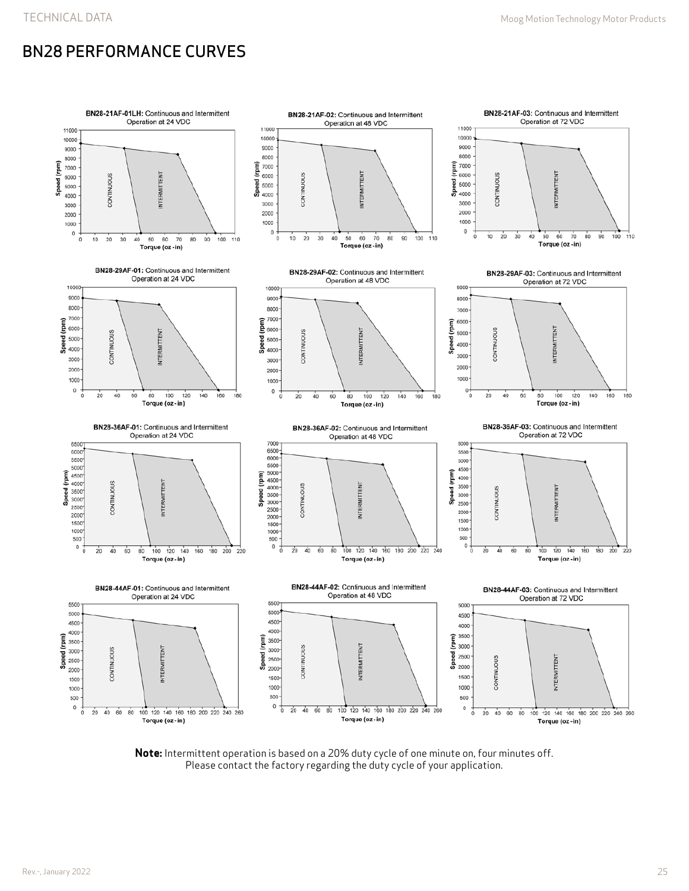# BN28 PERFORMANCE CURVES

**BN28-21AF-01LH:** Continuous and Intermittent Operation at 24 VDC

**BN28-21AF-02:** Continuous and Intermittent Operation at 48 VDC

**BN28-21AF-03:** Continuous and Intermittent Operation at 72 VDC

**BN28-29AF-01:** Continuous and Intermittent Operation at 24 VDC

**BN28-29AF-02:** Continuous and Intermittent Operation at 48 VDC

**BN28-29AF-03:** Continuous and Intermittent Operation at 72 VDC

**BN28-36AF-01:** Continuous and Intermittent Operation at 24 VDC

**BN28-36AF-02:** Continuous and Intermittent Operation at 48 VDC

**BN28-36AF-03:** Continuous and Intermittent Operation at 72 VDC

**BN28-44AF-01:** Continuous and Intermittent Operation at 24 VDC

**BN28-44AF-02:** Continuous and Intermittent Operation at 48 VDC

**BN28-44AF-03:** Continuous and Intermittent Operation at 72 VDC

**Note:** Intermittent operation is based on a 20% duty cycle of one minute on, four minutes off. Please contact the factory regarding the duty cycle of your application.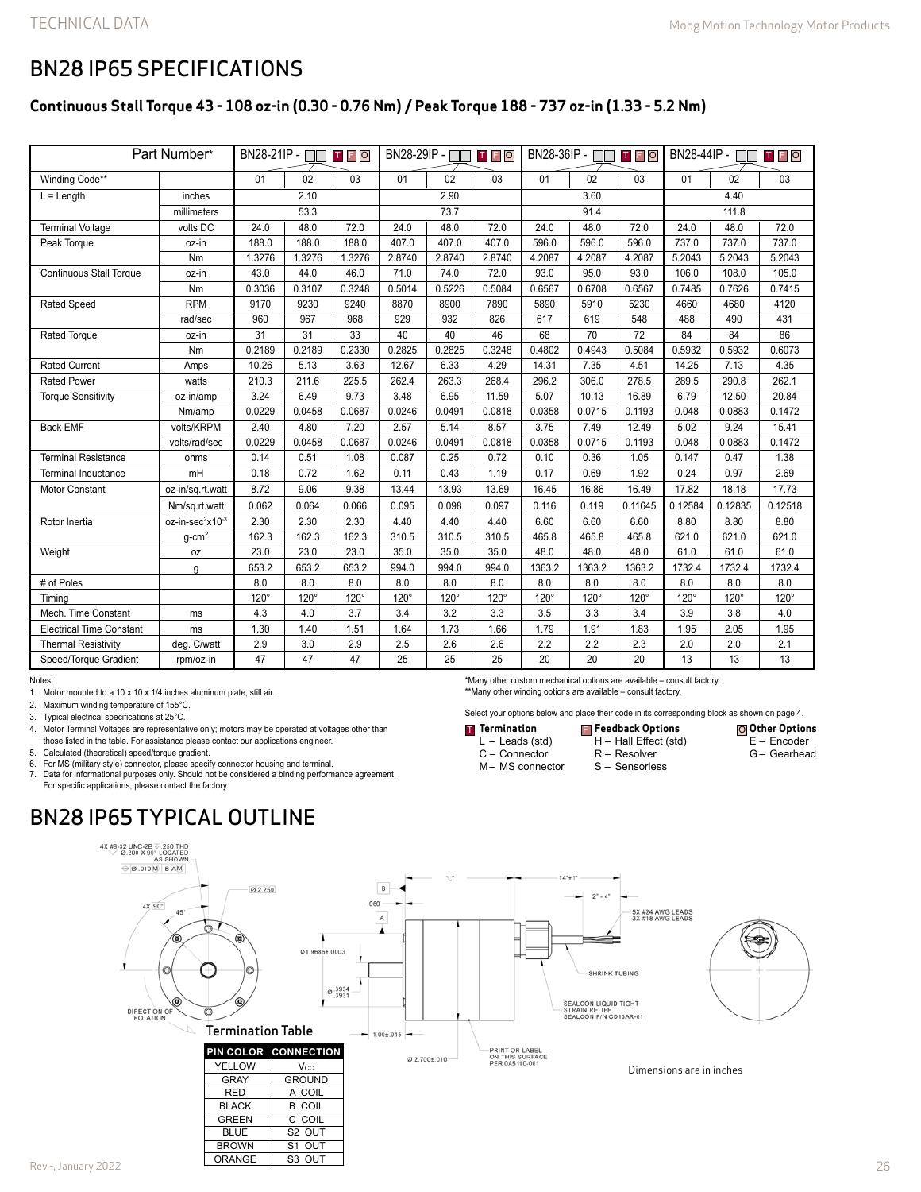# BN28 IP65 SPECIFICATIONS

## Continuous Stall Torque 43 - 108 oz-in (0.30 - 0.76 Nm) / Peak Torque 188 - 737 oz-in (1.33 - 5.2 Nm)

| Part Number* | | BN28-21IP - □□ T F O | | | BN28-29IP - □□ T F O | | | BN28-36IP - □□ T F O | | | BN28-44IP - □□ T F O | | |
|---|---|---|---|---|---|---|---|---|---|---|---|---|---|
| Winding Code** | | 01 | 02 | 03 | 01 | 02 | 03 | 01 | 02 | 03 | 01 | 02 | 03 |
| L = Length | inches | 2.10 | | | 2.90 | | | 3.60 | | | 4.40 | | |
| | millimeters | 53.3 | | | 73.7 | | | 91.4 | | | 111.8 | | |
| Terminal Voltage | volts DC | 24.0 | 48.0 | 72.0 | 24.0 | 48.0 | 72.0 | 24.0 | 48.0 | 72.0 | 24.0 | 48.0 | 72.0 |
| Peak Torque | oz-in | 188.0 | 188.0 | 188.0 | 407.0 | 407.0 | 407.0 | 596.0 | 596.0 | 596.0 | 737.0 | 737.0 | 737.0 |
| | Nm | 1.3276 | 1.3276 | 1.3276 | 2.8740 | 2.8740 | 2.8740 | 4.2087 | 4.2087 | 4.2087 | 5.2043 | 5.2043 | 5.2043 |
| Continuous Stall Torque | oz-in | 43.0 | 44.0 | 46.0 | 71.0 | 74.0 | 72.0 | 93.0 | 95.0 | 93.0 | 106.0 | 108.0 | 105.0 |
| | Nm | 0.3036 | 0.3107 | 0.3248 | 0.5014 | 0.5226 | 0.5084 | 0.6567 | 0.6708 | 0.6567 | 0.7485 | 0.7626 | 0.7415 |
| Rated Speed | RPM | 9170 | 9230 | 9240 | 8870 | 8900 | 7890 | 5890 | 5910 | 5230 | 4660 | 4680 | 4120 |
| | rad/sec | 960 | 967 | 968 | 929 | 932 | 826 | 617 | 619 | 548 | 488 | 490 | 431 |
| Rated Torque | oz-in | 31 | 31 | 33 | 40 | 40 | 46 | 68 | 70 | 72 | 84 | 84 | 86 |
| | Nm | 0.2189 | 0.2189 | 0.2330 | 0.2825 | 0.2825 | 0.3248 | 0.4802 | 0.4943 | 0.5084 | 0.5932 | 0.5932 | 0.6073 |
| Rated Current | Amps | 10.26 | 5.13 | 3.63 | 12.67 | 6.33 | 4.29 | 14.31 | 7.35 | 4.51 | 14.25 | 7.13 | 4.35 |
| Rated Power | watts | 210.3 | 211.6 | 225.5 | 262.4 | 263.3 | 268.4 | 296.2 | 306.0 | 278.5 | 289.5 | 290.8 | 262.1 |
| Torque Sensitivity | oz-in/amp | 3.24 | 6.49 | 9.73 | 3.48 | 6.95 | 11.59 | 5.07 | 10.13 | 16.89 | 6.79 | 12.50 | 20.84 |
| | Nm/amp | 0.0229 | 0.0458 | 0.0687 | 0.0246 | 0.0491 | 0.0818 | 0.0358 | 0.0715 | 0.1193 | 0.048 | 0.0883 | 0.1472 |
| Back EMF | volts/KRPM | 2.40 | 4.80 | 7.20 | 2.57 | 5.14 | 8.57 | 3.75 | 7.49 | 12.49 | 5.02 | 9.24 | 15.41 |
| | volts/rad/sec | 0.0229 | 0.0458 | 0.0687 | 0.0246 | 0.0491 | 0.0818 | 0.0358 | 0.0715 | 0.1193 | 0.048 | 0.0883 | 0.1472 |
| Terminal Resistance | ohms | 0.14 | 0.51 | 1.08 | 0.087 | 0.25 | 0.72 | 0.10 | 0.36 | 1.05 | 0.147 | 0.47 | 1.38 |
| Terminal Inductance | mH | 0.18 | 0.72 | 1.62 | 0.11 | 0.43 | 1.19 | 0.17 | 0.69 | 1.92 | 0.24 | 0.97 | 2.69 |
| Motor Constant | oz-in/sq.rt.watt | 8.72 | 9.06 | 9.38 | 13.44 | 13.93 | 13.69 | 16.45 | 16.86 | 16.49 | 17.82 | 18.18 | 17.73 |
| | Nm/sq.rt.watt | 0.062 | 0.064 | 0.066 | 0.095 | 0.098 | 0.097 | 0.116 | 0.119 | 0.11645 | 0.12584 | 0.12835 | 0.12518 |
| Rotor Inertia | oz-in-sec$^2$x10$^{-3}$ | 2.30 | 2.30 | 2.30 | 4.40 | 4.40 | 4.40 | 6.60 | 6.60 | 6.60 | 8.80 | 8.80 | 8.80 |
| | g-cm$^2$ | 162.3 | 162.3 | 162.3 | 310.5 | 310.5 | 310.5 | 465.8 | 465.8 | 465.8 | 621.0 | 621.0 | 621.0 |
| Weight | oz | 23.0 | 23.0 | 23.0 | 35.0 | 35.0 | 35.0 | 48.0 | 48.0 | 48.0 | 61.0 | 61.0 | 61.0 |
| | g | 653.2 | 653.2 | 653.2 | 994.0 | 994.0 | 994.0 | 1363.2 | 1363.2 | 1363.2 | 1732.4 | 1732.4 | 1732.4 |
| # of Poles | | 8.0 | 8.0 | 8.0 | 8.0 | 8.0 | 8.0 | 8.0 | 8.0 | 8.0 | 8.0 | 8.0 | 8.0 |
| Timing | | 120° | 120° | 120° | 120° | 120° | 120° | 120° | 120° | 120° | 120° | 120° | 120° |
| Mech. Time Constant | ms | 4.3 | 4.0 | 3.7 | 3.4 | 3.2 | 3.3 | 3.5 | 3.3 | 3.4 | 3.9 | 3.8 | 4.0 |
| Electrical Time Constant | ms | 1.30 | 1.40 | 1.51 | 1.64 | 1.73 | 1.66 | 1.79 | 1.91 | 1.83 | 1.95 | 2.05 | 1.95 |
| Thermal Resistivity | deg. C/watt | 2.9 | 3.0 | 2.9 | 2.5 | 2.6 | 2.6 | 2.2 | 2.2 | 2.3 | 2.0 | 2.0 | 2.1 |
| Speed/Torque Gradient | rpm/oz-in | 47 | 47 | 47 | 25 | 25 | 25 | 20 | 20 | 20 | 13 | 13 | 13 |

Notes:

1. Motor mounted to a 10 x 10 x 1/4 inches aluminum plate, still air.
2. Maximum winding temperature of 155°C.
3. Typical electrical specifications at 25°C.
4. Motor Terminal Voltages are representative only; motors may be operated at voltages other than those listed in the table. For assistance please contact our applications engineer.
5. Calculated (theoretical) speed/torque gradient.
6. For MS (military style) connector, please specify connector housing and terminal.
7. Data for informational purposes only. Should not be considered a binding performance agreement. For specific applications, please contact the factory.

*Many other custom mechanical options are available – consult factory.
**Many other winding options are available – consult factory.

Select your options below and place their code in its corresponding block as shown on page 4.

**T Termination**
- L – Leads (std)
- C – Connector
- M – MS connector

**F Feedback Options**
- H – Hall Effect (std)
- R – Resolver
- S – Sensorless

**O Other Options**
- E – Encoder
- G – Gearhead

# BN28 IP65 TYPICAL OUTLINE

4X #8-32 UNC-2B ▽ .250 THD ⌵ Ø.200 X 90° LOCATED AS SHOWN ⌖ Ø.010 M B A M

4X 90°, 45°, Ø 2.250, Ø1.9686±.0003, Ø .3934/.3931, DIRECTION OF ROTATION, .060, "L", 14"±1", 2" - 4", 5X #24 AWG LEADS 3X #18 AWG LEADS, SHRINK TUBING, SEALCON LIQUID TIGHT STRAIN RELIEF SEALCON P/N CD13AR-01, 1.06±.015, Ø 2.700±.010, PRINT OR LABEL ON THIS SURFACE PER 0A5110-001

Dimensions are in inches

### Termination Table

| PIN COLOR | CONNECTION |
|---|---|
| YELLOW | $V_{CC}$ |
| GRAY | GROUND |
| RED | A COIL |
| BLACK | B COIL |
| GREEN | C COIL |
| BLUE | S2 OUT |
| BROWN | S1 OUT |
| ORANGE | S3 OUT |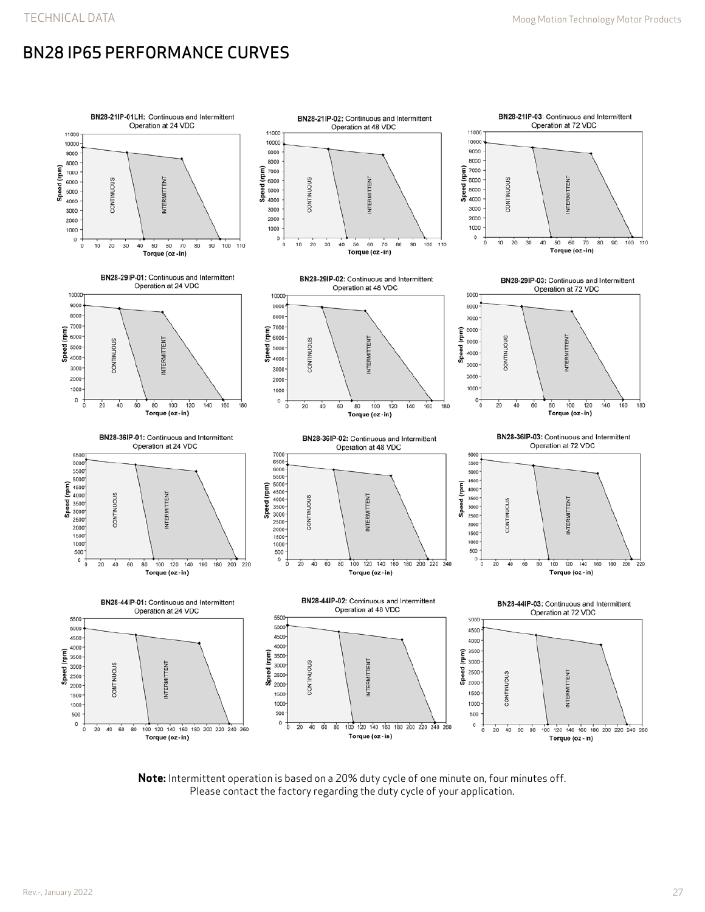# BN28 IP65 PERFORMANCE CURVES

**BN28-21IP-01LH:** Continuous and Intermittent Operation at 24 VDC

Speed (rpm)
Torque (oz-in)
CONTINUOUS
INTERMITTENT

**BN28-21IP-02:** Continuous and Intermittent Operation at 48 VDC

Speed (rpm)
Torque (oz-in)
CONTINUOUS
INTERMITTENT

**BN28-21IP-03:** Continuous and Intermittent Operation at 72 VDC

Speed (rpm)
Torque (oz-in)
CONTINUOUS
INTERMITTENT

**BN28-29IP-01:** Continuous and Intermittent Operation at 24 VDC

Speed (rpm)
Torque (oz-in)
CONTINUOUS
INTERMITTENT

**BN28-29IP-02:** Continuous and Intermittent Operation at 48 VDC

Speed (rpm)
Torque (oz-in)
CONTINUOUS
INTERMITTENT

**BN28-29IP-03:** Continuous and Intermittent Operation at 72 VDC

Speed (rpm)
Torque (oz-in)
CONTINUOUS
INTERMITTENT

**BN28-36IP-01:** Continuous and Intermittent Operation at 24 VDC

Speed (rpm)
Torque (oz-in)
CONTINUOUS
INTERMITTENT

**BN28-36IP-02:** Continuous and Intermittent Operation at 48 VDC

Speed (rpm)
Torque (oz-in)
CONTINUOUS
INTERMITTENT

**BN28-36IP-03:** Continuous and Intermittent Operation at 72 VDC

Speed (rpm)
Torque (oz-in)
CONTINUOUS
INTERMITTENT

**BN28-44IP-01:** Continuous and Intermittent Operation at 24 VDC

Speed (rpm)
Torque (oz-in)
CONTINUOUS
INTERMITTENT

**BN28-44IP-02:** Continuous and Intermittent Operation at 48 VDC

Speed (rpm)
Torque (oz-in)
CONTINUOUS
INTERMITTENT

**BN28-44IP-03:** Continuous and Intermittent Operation at 72 VDC

Speed (rpm)
Torque (oz-in)
CONTINUOUS
INTERMITTENT

**Note:** Intermittent operation is based on a 20% duty cycle of one minute on, four minutes off. Please contact the factory regarding the duty cycle of your application.